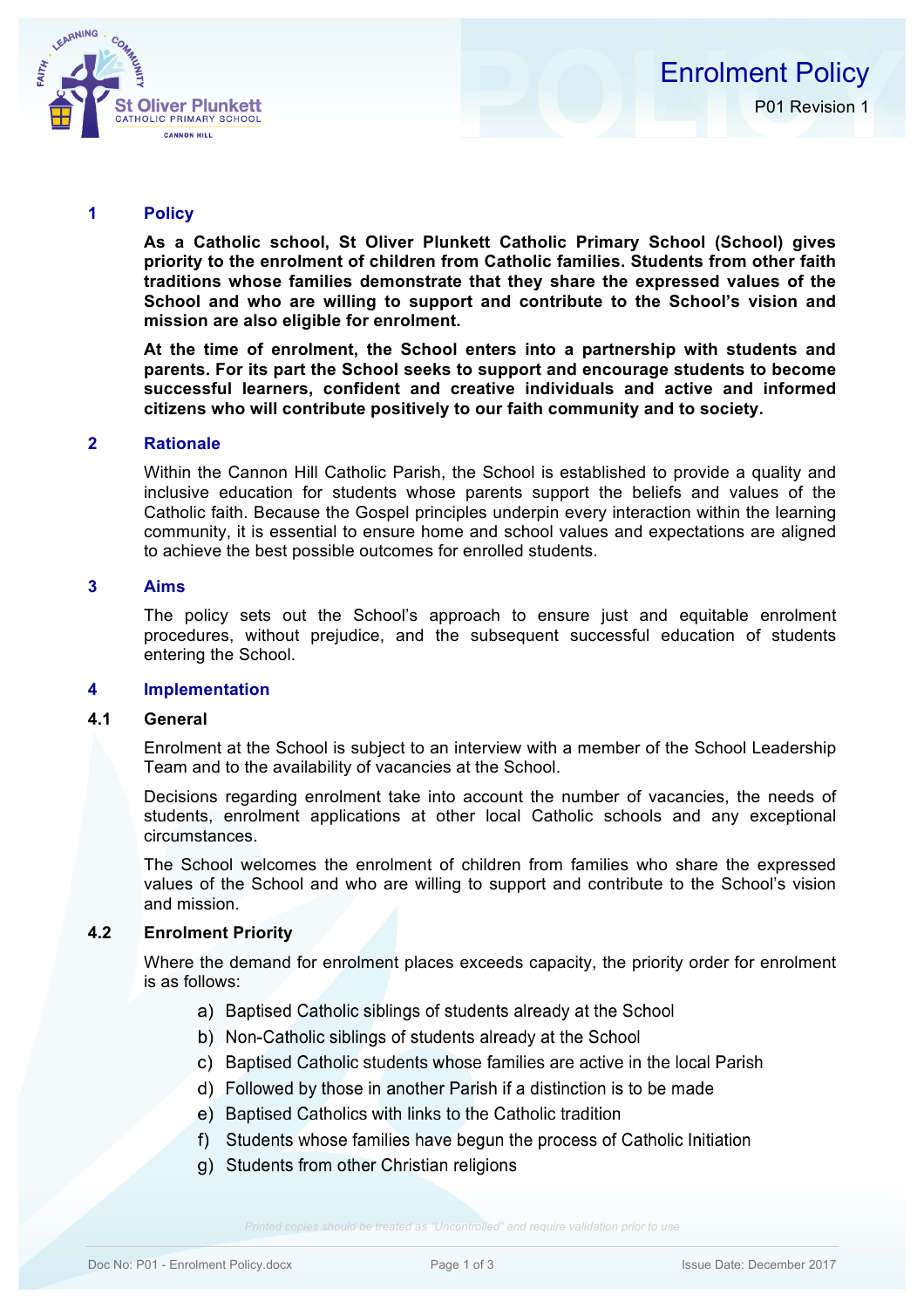# Enrolment Policy

P01 Revision 1

## 1 Policy

**As a Catholic school, St Oliver Plunkett Catholic Primary School (School) gives priority to the enrolment of children from Catholic families. Students from other faith traditions whose families demonstrate that they share the expressed values of the School and who are willing to support and contribute to the School's vision and mission are also eligible for enrolment.**

**At the time of enrolment, the School enters into a partnership with students and parents. For its part the School seeks to support and encourage students to become successful learners, confident and creative individuals and active and informed citizens who will contribute positively to our faith community and to society.**

## 2 Rationale

Within the Cannon Hill Catholic Parish, the School is established to provide a quality and inclusive education for students whose parents support the beliefs and values of the Catholic faith. Because the Gospel principles underpin every interaction within the learning community, it is essential to ensure home and school values and expectations are aligned to achieve the best possible outcomes for enrolled students.

## 3 Aims

The policy sets out the School's approach to ensure just and equitable enrolment procedures, without prejudice, and the subsequent successful education of students entering the School.

## 4 Implementation

### 4.1 General

Enrolment at the School is subject to an interview with a member of the School Leadership Team and to the availability of vacancies at the School.

Decisions regarding enrolment take into account the number of vacancies, the needs of students, enrolment applications at other local Catholic schools and any exceptional circumstances.

The School welcomes the enrolment of children from families who share the expressed values of the School and who are willing to support and contribute to the School's vision and mission.

### 4.2 Enrolment Priority

Where the demand for enrolment places exceeds capacity, the priority order for enrolment is as follows:

a) Baptised Catholic siblings of students already at the School
b) Non-Catholic siblings of students already at the School
c) Baptised Catholic students whose families are active in the local Parish
d) Followed by those in another Parish if a distinction is to be made
e) Baptised Catholics with links to the Catholic tradition
f) Students whose families have begun the process of Catholic Initiation
g) Students from other Christian religions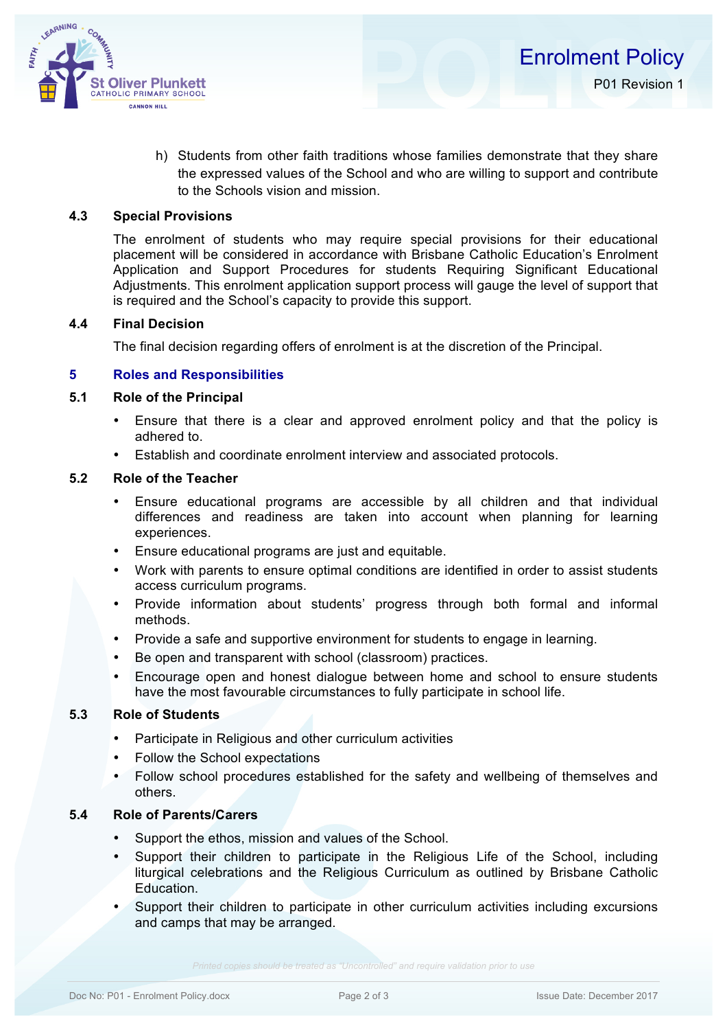h) Students from other faith traditions whose families demonstrate that they share the expressed values of the School and who are willing to support and contribute to the Schools vision and mission.

### 4.3 Special Provisions

The enrolment of students who may require special provisions for their educational placement will be considered in accordance with Brisbane Catholic Education's Enrolment Application and Support Procedures for students Requiring Significant Educational Adjustments. This enrolment application support process will gauge the level of support that is required and the School's capacity to provide this support.

### 4.4 Final Decision

The final decision regarding offers of enrolment is at the discretion of the Principal.

## 5 Roles and Responsibilities

### 5.1 Role of the Principal

- Ensure that there is a clear and approved enrolment policy and that the policy is adhered to.
- Establish and coordinate enrolment interview and associated protocols.

### 5.2 Role of the Teacher

- Ensure educational programs are accessible by all children and that individual differences and readiness are taken into account when planning for learning experiences.
- Ensure educational programs are just and equitable.
- Work with parents to ensure optimal conditions are identified in order to assist students access curriculum programs.
- Provide information about students' progress through both formal and informal methods.
- Provide a safe and supportive environment for students to engage in learning.
- Be open and transparent with school (classroom) practices.
- Encourage open and honest dialogue between home and school to ensure students have the most favourable circumstances to fully participate in school life.

### 5.3 Role of Students

- Participate in Religious and other curriculum activities
- Follow the School expectations
- Follow school procedures established for the safety and wellbeing of themselves and others.

### 5.4 Role of Parents/Carers

- Support the ethos, mission and values of the School.
- Support their children to participate in the Religious Life of the School, including liturgical celebrations and the Religious Curriculum as outlined by Brisbane Catholic Education.
- Support their children to participate in other curriculum activities including excursions and camps that may be arranged.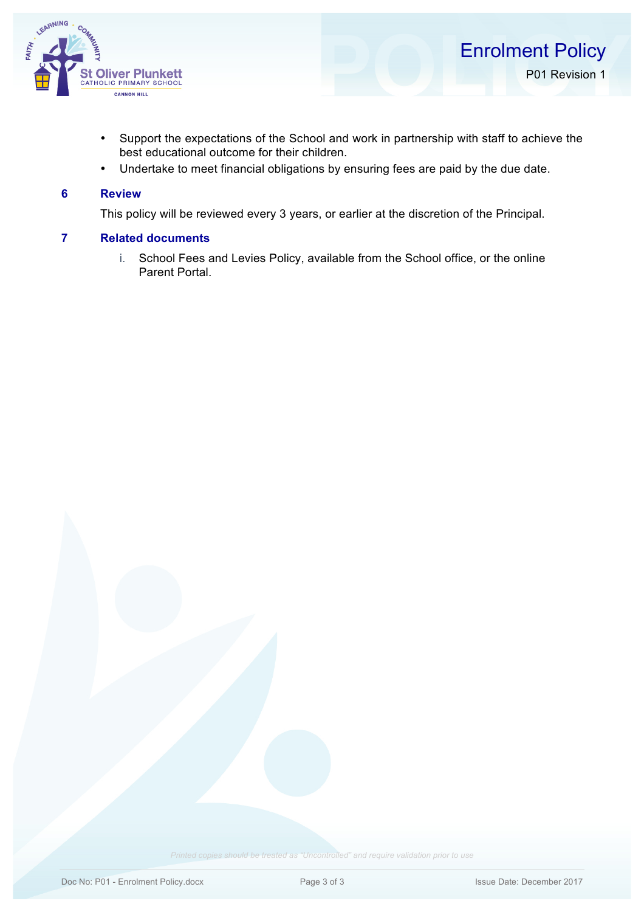- Support the expectations of the School and work in partnership with staff to achieve the best educational outcome for their children.
- Undertake to meet financial obligations by ensuring fees are paid by the due date.

## 6 Review

This policy will be reviewed every 3 years, or earlier at the discretion of the Principal.

## 7 Related documents

i. School Fees and Levies Policy, available from the School office, or the online Parent Portal.